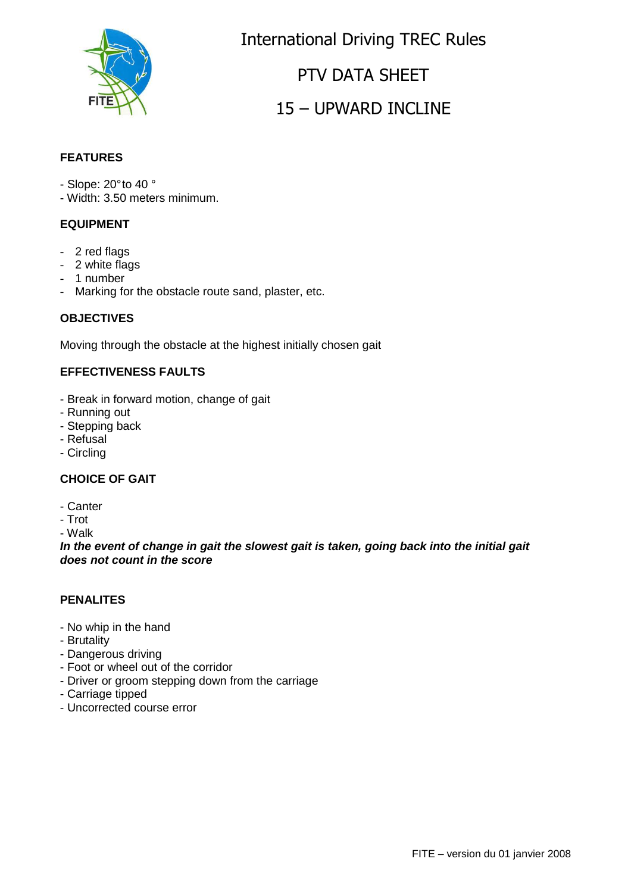# International Driving TREC Rules

## PTV DATA SHEET

## 15 – UPWARD INCLINE

### FEATURES

- Slope: 20° to 40 °
- Width: 3.50 meters minimum.

### EQUIPMENT

- 2 red flags
- 2 white flags
- 1 number
- Marking for the obstacle route sand, plaster, etc.

### OBJECTIVES

Moving through the obstacle at the highest initially chosen gait

### EFFECTIVENESS FAULTS

- Break in forward motion, change of gait
- Running out
- Stepping back
- Refusal
- Circling

### CHOICE OF GAIT

- Canter
- Trot
- Walk

***In the event of change in gait the slowest gait is taken, going back into the initial gait does not count in the score***

### PENALITES

- No whip in the hand
- Brutality
- Dangerous driving
- Foot or wheel out of the corridor
- Driver or groom stepping down from the carriage
- Carriage tipped
- Uncorrected course error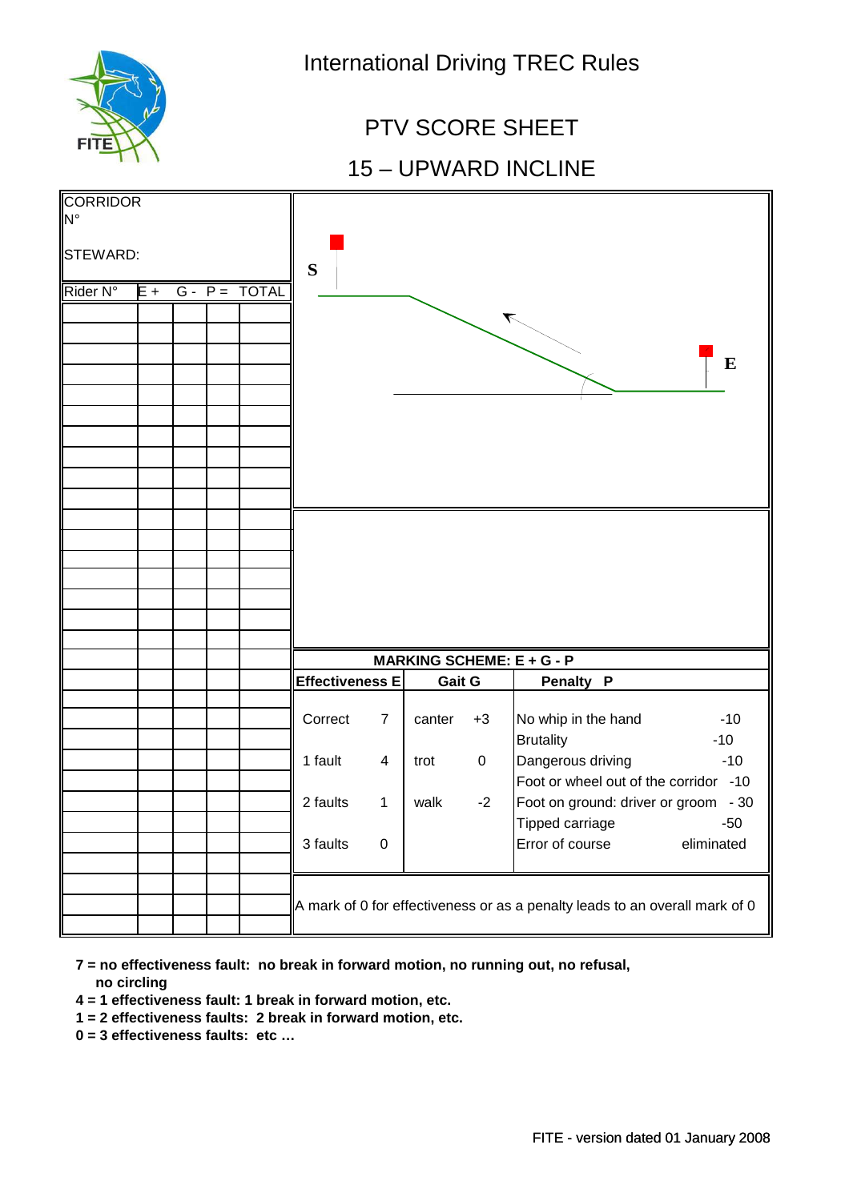# International Driving TREC Rules

## PTV SCORE SHEET

## 15 – UPWARD INCLINE

CORRIDOR N°

STEWARD:

| Rider N° | E + | G - | P = | TOTAL |
|---|---|---|---|---|
| | | | | |
| | | | | |
| | | | | |
| | | | | |
| | | | | |
| | | | | |
| | | | | |
| | | | | |
| | | | | |
| | | | | |
| | | | | |
| | | | | |
| | | | | |
| | | | | |
| | | | | |
| | | | | |
| | | | | |
| | | | | |
| | | | | |
| | | | | |
| | | | | |
| | | | | |
| | | | | |
| | | | | |
| | | | | |
| | | | | |
| | | | | |
| | | | | |
| | | | | |
| | | | | |
| | | | | |

S

E

**MARKING SCHEME: E + G - P**

| Effectiveness E | | Gait G | | Penalty P | |
|---|---|---|---|---|---|
| Correct | 7 | canter | +3 | No whip in the hand | -10 |
| | | | | Brutality | -10 |
| 1 fault | 4 | trot | 0 | Dangerous driving | -10 |
| | | | | Foot or wheel out of the corridor | -10 |
| 2 faults | 1 | walk | -2 | Foot on ground: driver or groom | - 30 |
| | | | | Tipped carriage | -50 |
| 3 faults | 0 | | | Error of course | eliminated |

A mark of 0 for effectiveness or as a penalty leads to an overall mark of 0

**7 = no effectiveness fault: no break in forward motion, no running out, no refusal, no circling**
**4 = 1 effectiveness fault: 1 break in forward motion, etc.**
**1 = 2 effectiveness faults: 2 break in forward motion, etc.**
**0 = 3 effectiveness faults: etc …**

FITE - version dated 01 January 2008